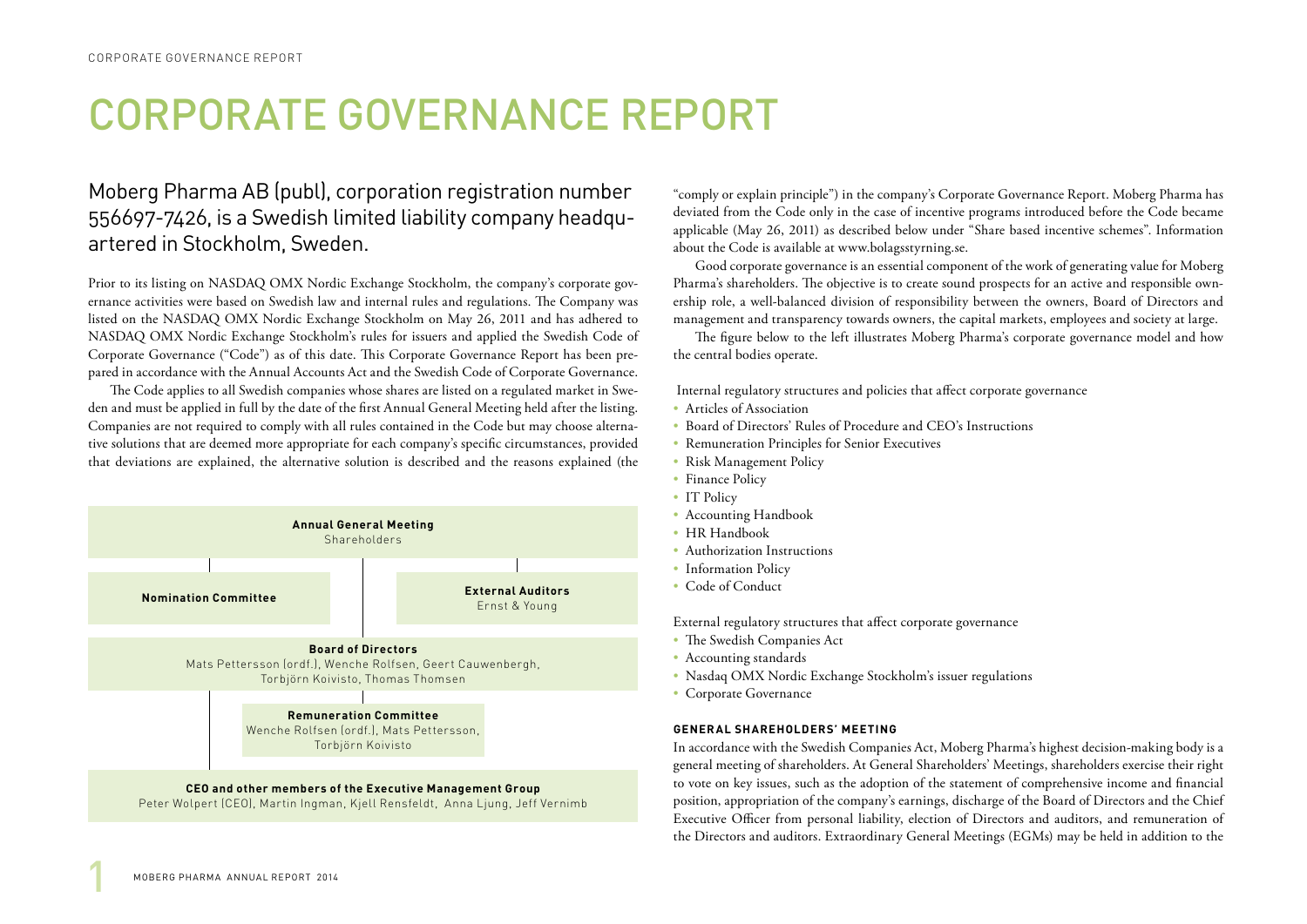# CORPORATE GOVERNANCE REPORT

## Moberg Pharma AB (publ), corporation registration number 556697-7426, is a Swedish limited liability company headquartered in Stockholm, Sweden.

Prior to its listing on NASDAQ OMX Nordic Exchange Stockholm, the company's corporate governance activities were based on Swedish law and internal rules and regulations. The Company was listed on the NASDAQ OMX Nordic Exchange Stockholm on May 26, 2011 and has adhered to NASDAQ OMX Nordic Exchange Stockholm's rules for issuers and applied the Swedish Code of Corporate Governance ("Code") as of this date. This Corporate Governance Report has been prepared in accordance with the Annual Accounts Act and the Swedish Code of Corporate Governance.

The Code applies to all Swedish companies whose shares are listed on a regulated market in Sweden and must be applied in full by the date of the first Annual General Meeting held after the listing. Companies are not required to comply with all rules contained in the Code but may choose alternative solutions that are deemed more appropriate for each company's specific circumstances, provided that deviations are explained, the alternative solution is described and the reasons explained (the "comply or explain principle") in the company's Corporate Governance Report. Moberg Pharma has deviated from the Code only in the case of incentive programs introduced before the Code became applicable (May 26, 2011) as described below under "Share based incentive schemes". Information about the Code is available at www.bolagsstyrning.se.

Good corporate governance is an essential component of the work of generating value for Moberg Pharma's shareholders. The objective is to create sound prospects for an active and responsible ownership role, a well-balanced division of responsibility between the owners, Board of Directors and management and transparency towards owners, the capital markets, employees and society at large.

The figure below to the left illustrates Moberg Pharma's corporate governance model and how the central bodies operate.

**Annual General Meeting**
Shareholders

**Nomination Committee**

**External Auditors**
Ernst & Young

**Board of Directors**
Mats Pettersson (ordf.), Wenche Rolfsen, Geert Cauwenbergh, Torbjörn Koivisto, Thomas Thomsen

**Remuneration Committee**
Wenche Rolfsen (ordf.), Mats Pettersson, Torbjörn Koivisto

**CEO and other members of the Executive Management Group**
Peter Wolpert (CEO), Martin Ingman, Kjell Rensfeldt, Anna Ljung, Jeff Vernimb

Internal regulatory structures and policies that affect corporate governance

- Articles of Association
- Board of Directors' Rules of Procedure and CEO's Instructions
- Remuneration Principles for Senior Executives
- Risk Management Policy
- Finance Policy
- IT Policy
- Accounting Handbook
- HR Handbook
- Authorization Instructions
- Information Policy
- Code of Conduct

External regulatory structures that affect corporate governance

- The Swedish Companies Act
- Accounting standards
- Nasdaq OMX Nordic Exchange Stockholm's issuer regulations
- Corporate Governance

### GENERAL SHAREHOLDERS' MEETING

In accordance with the Swedish Companies Act, Moberg Pharma's highest decision-making body is a general meeting of shareholders. At General Shareholders' Meetings, shareholders exercise their right to vote on key issues, such as the adoption of the statement of comprehensive income and financial position, appropriation of the company's earnings, discharge of the Board of Directors and the Chief Executive Officer from personal liability, election of Directors and auditors, and remuneration of the Directors and auditors. Extraordinary General Meetings (EGMs) may be held in addition to the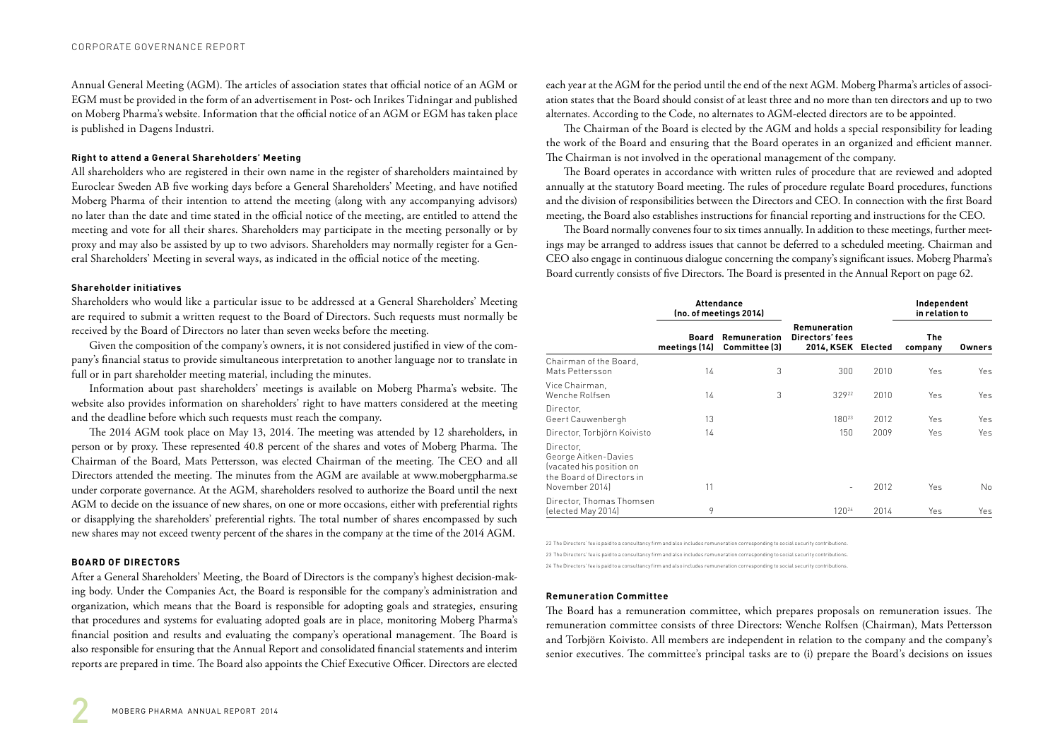Annual General Meeting (AGM). The articles of association states that official notice of an AGM or EGM must be provided in the form of an advertisement in Post- och Inrikes Tidningar and published on Moberg Pharma's website. Information that the official notice of an AGM or EGM has taken place is published in Dagens Industri.

#### Right to attend a General Shareholders' Meeting

All shareholders who are registered in their own name in the register of shareholders maintained by Euroclear Sweden AB five working days before a General Shareholders' Meeting, and have notified Moberg Pharma of their intention to attend the meeting (along with any accompanying advisors) no later than the date and time stated in the official notice of the meeting, are entitled to attend the meeting and vote for all their shares. Shareholders may participate in the meeting personally or by proxy and may also be assisted by up to two advisors. Shareholders may normally register for a General Shareholders' Meeting in several ways, as indicated in the official notice of the meeting.

#### Shareholder initiatives

Shareholders who would like a particular issue to be addressed at a General Shareholders' Meeting are required to submit a written request to the Board of Directors. Such requests must normally be received by the Board of Directors no later than seven weeks before the meeting.

Given the composition of the company's owners, it is not considered justified in view of the company's financial status to provide simultaneous interpretation to another language nor to translate in full or in part shareholder meeting material, including the minutes.

Information about past shareholders' meetings is available on Moberg Pharma's website. The website also provides information on shareholders' right to have matters considered at the meeting and the deadline before which such requests must reach the company.

The 2014 AGM took place on May 13, 2014. The meeting was attended by 12 shareholders, in person or by proxy. These represented 40.8 percent of the shares and votes of Moberg Pharma. The Chairman of the Board, Mats Pettersson, was elected Chairman of the meeting. The CEO and all Directors attended the meeting. The minutes from the AGM are available at www.mobergpharma.se under corporate governance. At the AGM, shareholders resolved to authorize the Board until the next AGM to decide on the issuance of new shares, on one or more occasions, either with preferential rights or disapplying the shareholders' preferential rights. The total number of shares encompassed by such new shares may not exceed twenty percent of the shares in the company at the time of the 2014 AGM.

### BOARD OF DIRECTORS

After a General Shareholders' Meeting, the Board of Directors is the company's highest decision-making body. Under the Companies Act, the Board is responsible for the company's administration and organization, which means that the Board is responsible for adopting goals and strategies, ensuring that procedures and systems for evaluating adopted goals are in place, monitoring Moberg Pharma's financial position and results and evaluating the company's operational management. The Board is also responsible for ensuring that the Annual Report and consolidated financial statements and interim reports are prepared in time. The Board also appoints the Chief Executive Officer. Directors are elected each year at the AGM for the period until the end of the next AGM. Moberg Pharma's articles of association states that the Board should consist of at least three and no more than ten directors and up to two alternates. According to the Code, no alternates to AGM-elected directors are to be appointed.

The Chairman of the Board is elected by the AGM and holds a special responsibility for leading the work of the Board and ensuring that the Board operates in an organized and efficient manner. The Chairman is not involved in the operational management of the company.

The Board operates in accordance with written rules of procedure that are reviewed and adopted annually at the statutory Board meeting. The rules of procedure regulate Board procedures, functions and the division of responsibilities between the Directors and CEO. In connection with the first Board meeting, the Board also establishes instructions for financial reporting and instructions for the CEO.

The Board normally convenes four to six times annually. In addition to these meetings, further meetings may be arranged to address issues that cannot be deferred to a scheduled meeting. Chairman and CEO also engage in continuous dialogue concerning the company's significant issues. Moberg Pharma's Board currently consists of five Directors. The Board is presented in the Annual Report on page 62.

| | Attendance (no. of meetings 2014) | | | | Independent in relation to | |
|---|---|---|---|---|---|---|
| | Board meetings (14) | Remuneration Committee (3) | Remuneration Directors' fees 2014, KSEK | Elected | The company | Owners |
| Chairman of the Board, Mats Pettersson | 14 | 3 | 300 | 2010 | Yes | Yes |
| Vice Chairman, Wenche Rolfsen | 14 | 3 | 329[22] | 2010 | Yes | Yes |
| Director, Geert Cauwenbergh | 13 | | 180[23] | 2012 | Yes | Yes |
| Director, Torbjörn Koivisto | 14 | | 150 | 2009 | Yes | Yes |
| Director, George Aitken-Davies (vacated his position on the Board of Directors in November 2014) | 11 | | - | 2012 | Yes | No |
| Director, Thomas Thomsen (elected May 2014) | 9 | | 120[24] | 2014 | Yes | Yes |

22 The Directors' fee is paid to a consultancy firm and also includes remuneration corresponding to social security contributions.

23 The Directors' fee is paid to a consultancy firm and also includes remuneration corresponding to social security contributions.

24 The Directors' fee is paid to a consultancy firm and also includes remuneration corresponding to social security contributions.

#### Remuneration Committee

The Board has a remuneration committee, which prepares proposals on remuneration issues. The remuneration committee consists of three Directors: Wenche Rolfsen (Chairman), Mats Pettersson and Torbjörn Koivisto. All members are independent in relation to the company and the company's senior executives. The committee's principal tasks are to (i) prepare the Board's decisions on issues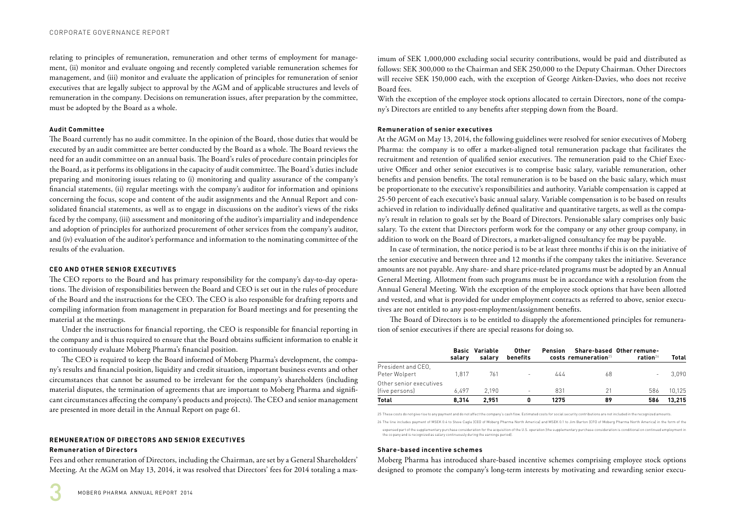relating to principles of remuneration, remuneration and other terms of employment for management, (ii) monitor and evaluate ongoing and recently completed variable remuneration schemes for management, and (iii) monitor and evaluate the application of principles for remuneration of senior executives that are legally subject to approval by the AGM and of applicable structures and levels of remuneration in the company. Decisions on remuneration issues, after preparation by the committee, must be adopted by the Board as a whole.

#### Audit Committee

The Board currently has no audit committee. In the opinion of the Board, those duties that would be executed by an audit committee are better conducted by the Board as a whole. The Board reviews the need for an audit committee on an annual basis. The Board's rules of procedure contain principles for the Board, as it performs its obligations in the capacity of audit committee. The Board's duties include preparing and monitoring issues relating to (i) monitoring and quality assurance of the company's financial statements, (ii) regular meetings with the company's auditor for information and opinions concerning the focus, scope and content of the audit assignments and the Annual Report and consolidated financial statements, as well as to engage in discussions on the auditor's views of the risks faced by the company, (iii) assessment and monitoring of the auditor's impartiality and independence and adoption of principles for authorized procurement of other services from the company's auditor, and (iv) evaluation of the auditor's performance and information to the nominating committee of the results of the evaluation.

### CEO AND OTHER SENIOR EXECUTIVES

The CEO reports to the Board and has primary responsibility for the company's day-to-day operations. The division of responsibilities between the Board and CEO is set out in the rules of procedure of the Board and the instructions for the CEO. The CEO is also responsible for drafting reports and compiling information from management in preparation for Board meetings and for presenting the material at the meetings.

Under the instructions for financial reporting, the CEO is responsible for financial reporting in the company and is thus required to ensure that the Board obtains sufficient information to enable it to continuously evaluate Moberg Pharma's financial position.

The CEO is required to keep the Board informed of Moberg Pharma's development, the company's results and financial position, liquidity and credit situation, important business events and other circumstances that cannot be assumed to be irrelevant for the company's shareholders (including material disputes, the termination of agreements that are important to Moberg Pharma and significant circumstances affecting the company's products and projects). The CEO and senior management are presented in more detail in the Annual Report on page 61.

### REMUNERATION OF DIRECTORS AND SENIOR EXECUTIVES

#### Remuneration of Directors

Fees and other remuneration of Directors, including the Chairman, are set by a General Shareholders' Meeting. At the AGM on May 13, 2014, it was resolved that Directors' fees for 2014 totaling a maximum of SEK 1,000,000 excluding social security contributions, would be paid and distributed as follows: SEK 300,000 to the Chairman and SEK 250,000 to the Deputy Chairman. Other Directors will receive SEK 150,000 each, with the exception of George Aitken-Davies, who does not receive Board fees.

With the exception of the employee stock options allocated to certain Directors, none of the company's Directors are entitled to any benefits after stepping down from the Board.

#### Remuneration of senior executives

At the AGM on May 13, 2014, the following guidelines were resolved for senior executives of Moberg Pharma: the company is to offer a market-aligned total remuneration package that facilitates the recruitment and retention of qualified senior executives. The remuneration paid to the Chief Executive Officer and other senior executives is to comprise basic salary, variable remuneration, other benefits and pension benefits. The total remuneration is to be based on the basic salary, which must be proportionate to the executive's responsibilities and authority. Variable compensation is capped at 25-50 percent of each executive's basic annual salary. Variable compensation is to be based on results achieved in relation to individually defined qualitative and quantitative targets, as well as the company's result in relation to goals set by the Board of Directors. Pensionable salary comprises only basic salary. To the extent that Directors perform work for the company or any other group company, in addition to work on the Board of Directors, a market-aligned consultancy fee may be payable.

In case of termination, the notice period is to be at least three months if this is on the initiative of the senior executive and between three and 12 months if the company takes the initiative. Severance amounts are not payable. Any share- and share price-related programs must be adopted by an Annual General Meeting. Allotment from such programs must be in accordance with a resolution from the Annual General Meeting. With the exception of the employee stock options that have been allotted and vested, and what is provided for under employment contracts as referred to above, senior executives are not entitled to any post-employment/assignment benefits.

The Board of Directors is to be entitled to disapply the aforementioned principles for remuneration of senior executives if there are special reasons for doing so.

| | Basic salary | Variable salary | Other benefits | Pension costs | Share-based remuneration[25] | Other remuneration[26] | Total |
|---|---|---|---|---|---|---|---|
| President and CEO, Peter Wolpert | 1,817 | 761 | - | 444 | 68 | - | 3,090 |
| Other senior executives (five persons) | 6,497 | 2,190 | - | 831 | 21 | 586 | 10,125 |
| **Total** | **8,314** | **2,951** | **0** | **1275** | **89** | **586** | **13,215** |

25 These costs do not give rise to any payment and do not affect the company's cash flow. Estimated costs for social security contributions are not included in the recognized amounts.

26 The line includes payment of MSEK 0.4 to Steve Cagle (CEO of Moberg Pharma North America) and MSEK 0.1 to Jim Barton (CFO of Moberg Pharma North America) in the form of the expensed part of the supplementary purchase consideration for the acquisition of the U.S. operation (the supplementary purchase consideration is conditional on continued employment in the company and is recognized as salary continuously during the earnings period).

#### Share-based incentive schemes

Moberg Pharma has introduced share-based incentive schemes comprising employee stock options designed to promote the company's long-term interests by motivating and rewarding senior execu-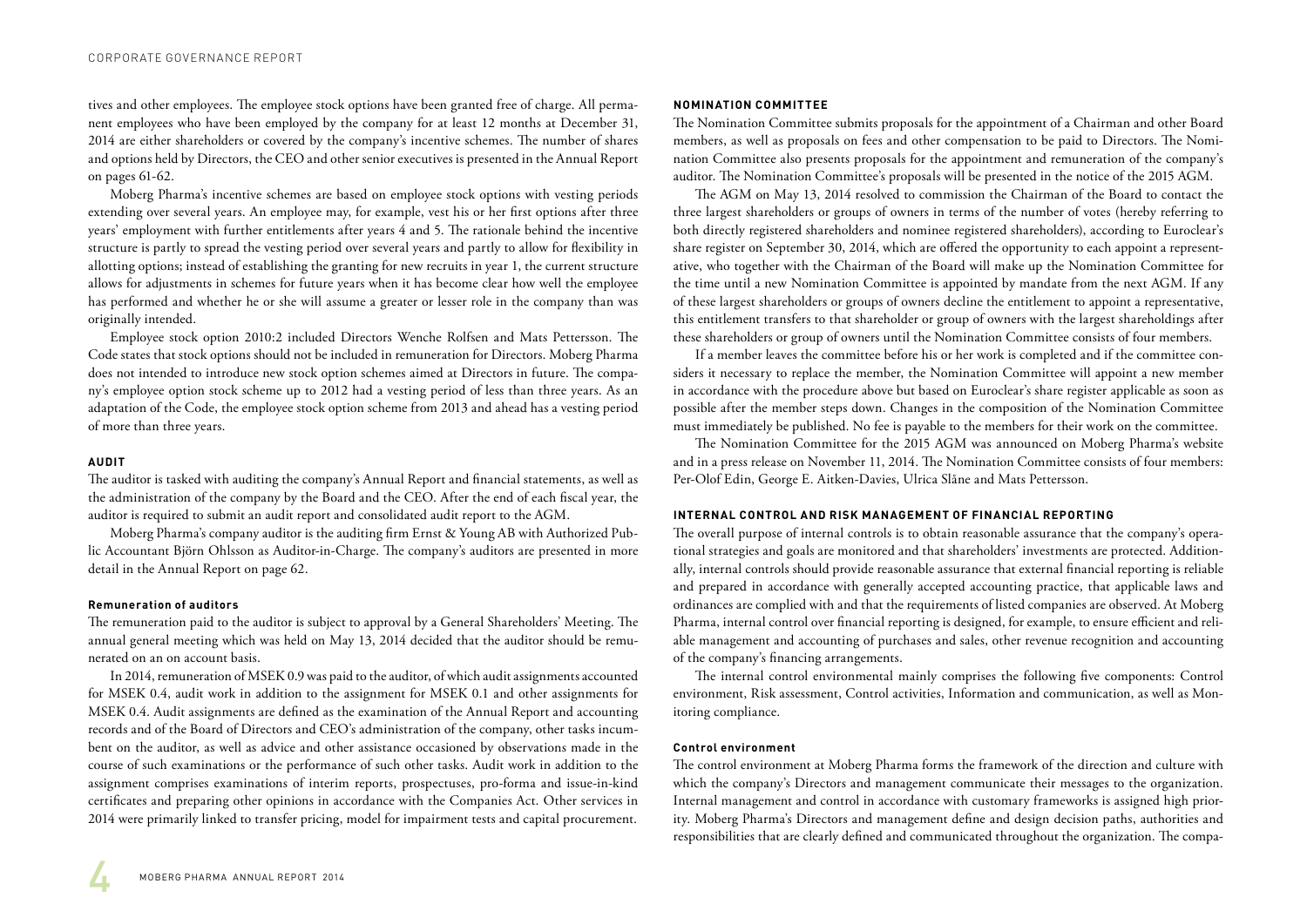tives and other employees. The employee stock options have been granted free of charge. All permanent employees who have been employed by the company for at least 12 months at December 31, 2014 are either shareholders or covered by the company's incentive schemes. The number of shares and options held by Directors, the CEO and other senior executives is presented in the Annual Report on pages 61-62.

Moberg Pharma's incentive schemes are based on employee stock options with vesting periods extending over several years. An employee may, for example, vest his or her first options after three years' employment with further entitlements after years 4 and 5. The rationale behind the incentive structure is partly to spread the vesting period over several years and partly to allow for flexibility in allotting options; instead of establishing the granting for new recruits in year 1, the current structure allows for adjustments in schemes for future years when it has become clear how well the employee has performed and whether he or she will assume a greater or lesser role in the company than was originally intended.

Employee stock option 2010:2 included Directors Wenche Rolfsen and Mats Pettersson. The Code states that stock options should not be included in remuneration for Directors. Moberg Pharma does not intended to introduce new stock option schemes aimed at Directors in future. The company's employee option stock scheme up to 2012 had a vesting period of less than three years. As an adaptation of the Code, the employee stock option scheme from 2013 and ahead has a vesting period of more than three years.

## AUDIT

The auditor is tasked with auditing the company's Annual Report and financial statements, as well as the administration of the company by the Board and the CEO. After the end of each fiscal year, the auditor is required to submit an audit report and consolidated audit report to the AGM.

Moberg Pharma's company auditor is the auditing firm Ernst & Young AB with Authorized Public Accountant Björn Ohlsson as Auditor-in-Charge. The company's auditors are presented in more detail in the Annual Report on page 62.

### Remuneration of auditors

The remuneration paid to the auditor is subject to approval by a General Shareholders' Meeting. The annual general meeting which was held on May 13, 2014 decided that the auditor should be remunerated on an on account basis.

In 2014, remuneration of MSEK 0.9 was paid to the auditor, of which audit assignments accounted for MSEK 0.4, audit work in addition to the assignment for MSEK 0.1 and other assignments for MSEK 0.4. Audit assignments are defined as the examination of the Annual Report and accounting records and of the Board of Directors and CEO's administration of the company, other tasks incumbent on the auditor, as well as advice and other assistance occasioned by observations made in the course of such examinations or the performance of such other tasks. Audit work in addition to the assignment comprises examinations of interim reports, prospectuses, pro-forma and issue-in-kind certificates and preparing other opinions in accordance with the Companies Act. Other services in 2014 were primarily linked to transfer pricing, model for impairment tests and capital procurement.

## NOMINATION COMMITTEE

The Nomination Committee submits proposals for the appointment of a Chairman and other Board members, as well as proposals on fees and other compensation to be paid to Directors. The Nomination Committee also presents proposals for the appointment and remuneration of the company's auditor. The Nomination Committee's proposals will be presented in the notice of the 2015 AGM.

The AGM on May 13, 2014 resolved to commission the Chairman of the Board to contact the three largest shareholders or groups of owners in terms of the number of votes (hereby referring to both directly registered shareholders and nominee registered shareholders), according to Euroclear's share register on September 30, 2014, which are offered the opportunity to each appoint a representative, who together with the Chairman of the Board will make up the Nomination Committee for the time until a new Nomination Committee is appointed by mandate from the next AGM. If any of these largest shareholders or groups of owners decline the entitlement to appoint a representative, this entitlement transfers to that shareholder or group of owners with the largest shareholdings after these shareholders or group of owners until the Nomination Committee consists of four members.

If a member leaves the committee before his or her work is completed and if the committee considers it necessary to replace the member, the Nomination Committee will appoint a new member in accordance with the procedure above but based on Euroclear's share register applicable as soon as possible after the member steps down. Changes in the composition of the Nomination Committee must immediately be published. No fee is payable to the members for their work on the committee.

The Nomination Committee for the 2015 AGM was announced on Moberg Pharma's website and in a press release on November 11, 2014. The Nomination Committee consists of four members: Per-Olof Edin, George E. Aitken-Davies, Ulrica Slåne and Mats Pettersson.

## INTERNAL CONTROL AND RISK MANAGEMENT OF FINANCIAL REPORTING

The overall purpose of internal controls is to obtain reasonable assurance that the company's operational strategies and goals are monitored and that shareholders' investments are protected. Additionally, internal controls should provide reasonable assurance that external financial reporting is reliable and prepared in accordance with generally accepted accounting practice, that applicable laws and ordinances are complied with and that the requirements of listed companies are observed. At Moberg Pharma, internal control over financial reporting is designed, for example, to ensure efficient and reliable management and accounting of purchases and sales, other revenue recognition and accounting of the company's financing arrangements.

The internal control environmental mainly comprises the following five components: Control environment, Risk assessment, Control activities, Information and communication, as well as Monitoring compliance.

### Control environment

The control environment at Moberg Pharma forms the framework of the direction and culture with which the company's Directors and management communicate their messages to the organization. Internal management and control in accordance with customary frameworks is assigned high priority. Moberg Pharma's Directors and management define and design decision paths, authorities and responsibilities that are clearly defined and communicated throughout the organization. The compa-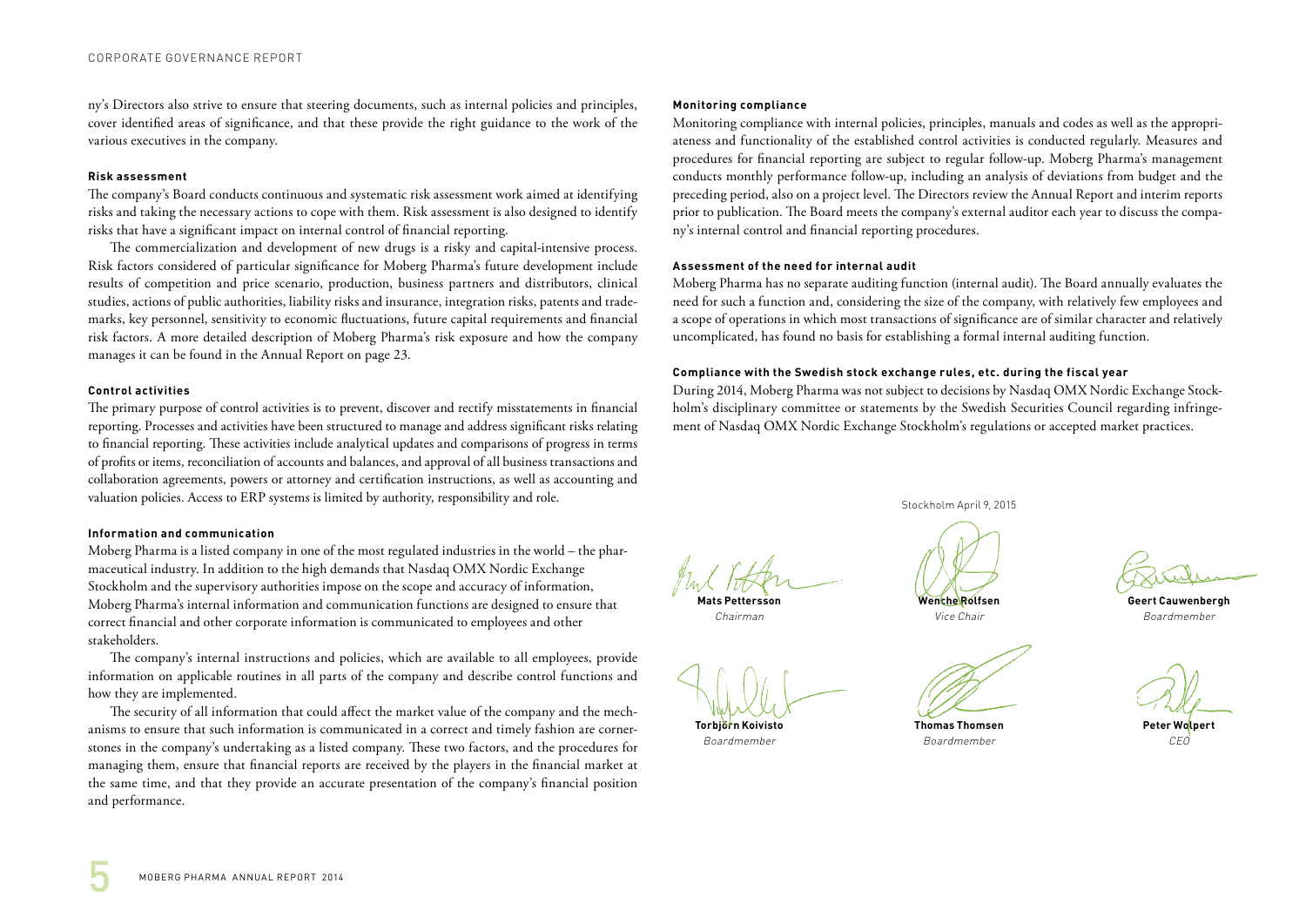ny's Directors also strive to ensure that steering documents, such as internal policies and principles, cover identified areas of significance, and that these provide the right guidance to the work of the various executives in the company.

#### Risk assessment

The company's Board conducts continuous and systematic risk assessment work aimed at identifying risks and taking the necessary actions to cope with them. Risk assessment is also designed to identify risks that have a significant impact on internal control of financial reporting.

The commercialization and development of new drugs is a risky and capital-intensive process. Risk factors considered of particular significance for Moberg Pharma's future development include results of competition and price scenario, production, business partners and distributors, clinical studies, actions of public authorities, liability risks and insurance, integration risks, patents and trademarks, key personnel, sensitivity to economic fluctuations, future capital requirements and financial risk factors. A more detailed description of Moberg Pharma's risk exposure and how the company manages it can be found in the Annual Report on page 23.

#### Control activities

The primary purpose of control activities is to prevent, discover and rectify misstatements in financial reporting. Processes and activities have been structured to manage and address significant risks relating to financial reporting. These activities include analytical updates and comparisons of progress in terms of profits or items, reconciliation of accounts and balances, and approval of all business transactions and collaboration agreements, powers or attorney and certification instructions, as well as accounting and valuation policies. Access to ERP systems is limited by authority, responsibility and role.

#### Information and communication

Moberg Pharma is a listed company in one of the most regulated industries in the world – the pharmaceutical industry. In addition to the high demands that Nasdaq OMX Nordic Exchange Stockholm and the supervisory authorities impose on the scope and accuracy of information, Moberg Pharma's internal information and communication functions are designed to ensure that correct financial and other corporate information is communicated to employees and other stakeholders.

The company's internal instructions and policies, which are available to all employees, provide information on applicable routines in all parts of the company and describe control functions and how they are implemented.

The security of all information that could affect the market value of the company and the mechanisms to ensure that such information is communicated in a correct and timely fashion are cornerstones in the company's undertaking as a listed company. These two factors, and the procedures for managing them, ensure that financial reports are received by the players in the financial market at the same time, and that they provide an accurate presentation of the company's financial position and performance.

#### Monitoring compliance

Monitoring compliance with internal policies, principles, manuals and codes as well as the appropriateness and functionality of the established control activities is conducted regularly. Measures and procedures for financial reporting are subject to regular follow-up. Moberg Pharma's management conducts monthly performance follow-up, including an analysis of deviations from budget and the preceding period, also on a project level. The Directors review the Annual Report and interim reports prior to publication. The Board meets the company's external auditor each year to discuss the company's internal control and financial reporting procedures.

#### Assessment of the need for internal audit

Moberg Pharma has no separate auditing function (internal audit). The Board annually evaluates the need for such a function and, considering the size of the company, with relatively few employees and a scope of operations in which most transactions of significance are of similar character and relatively uncomplicated, has found no basis for establishing a formal internal auditing function.

#### Compliance with the Swedish stock exchange rules, etc. during the fiscal year

During 2014, Moberg Pharma was not subject to decisions by Nasdaq OMX Nordic Exchange Stockholm's disciplinary committee or statements by the Swedish Securities Council regarding infringement of Nasdaq OMX Nordic Exchange Stockholm's regulations or accepted market practices.

Stockholm April 9, 2015

**Mats Pettersson**
*Chairman*

**Wenche Rolfsen**
*Vice Chair*

**Geert Cauwenbergh**
*Boardmember*

**Torbjörn Koivisto**
*Boardmember*

**Thomas Thomsen**
*Boardmember*

**Peter Wolpert**
*CEO*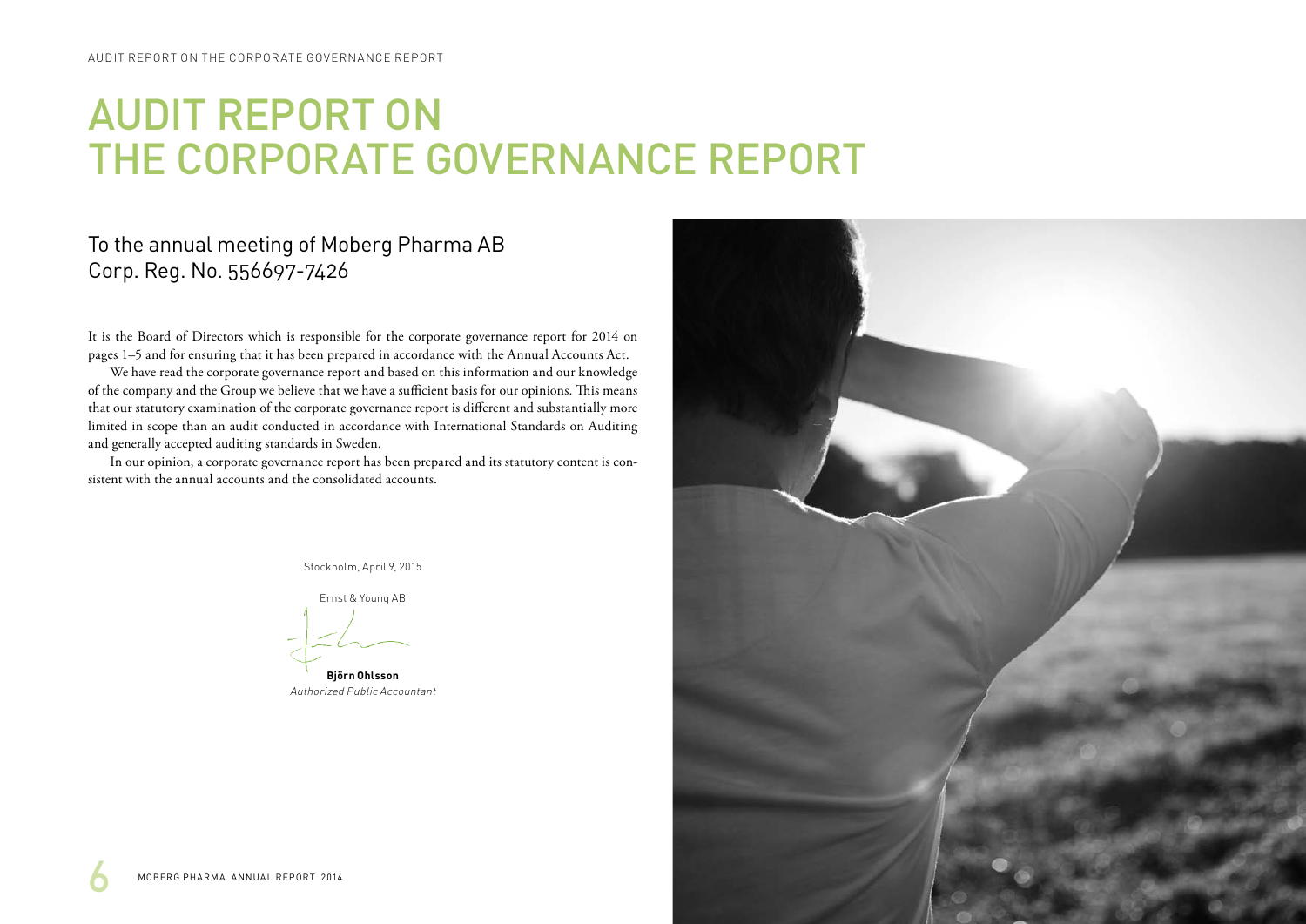# AUDIT REPORT ON THE CORPORATE GOVERNANCE REPORT

## To the annual meeting of Moberg Pharma AB Corp. Reg. No. 556697-7426

It is the Board of Directors which is responsible for the corporate governance report for 2014 on pages 1–5 and for ensuring that it has been prepared in accordance with the Annual Accounts Act.

We have read the corporate governance report and based on this information and our knowledge of the company and the Group we believe that we have a sufficient basis for our opinions. This means that our statutory examination of the corporate governance report is different and substantially more limited in scope than an audit conducted in accordance with International Standards on Auditing and generally accepted auditing standards in Sweden.

In our opinion, a corporate governance report has been prepared and its statutory content is consistent with the annual accounts and the consolidated accounts.

Stockholm, April 9, 2015

Ernst & Young AB

**Björn Ohlsson**
*Authorized Public Accountant*